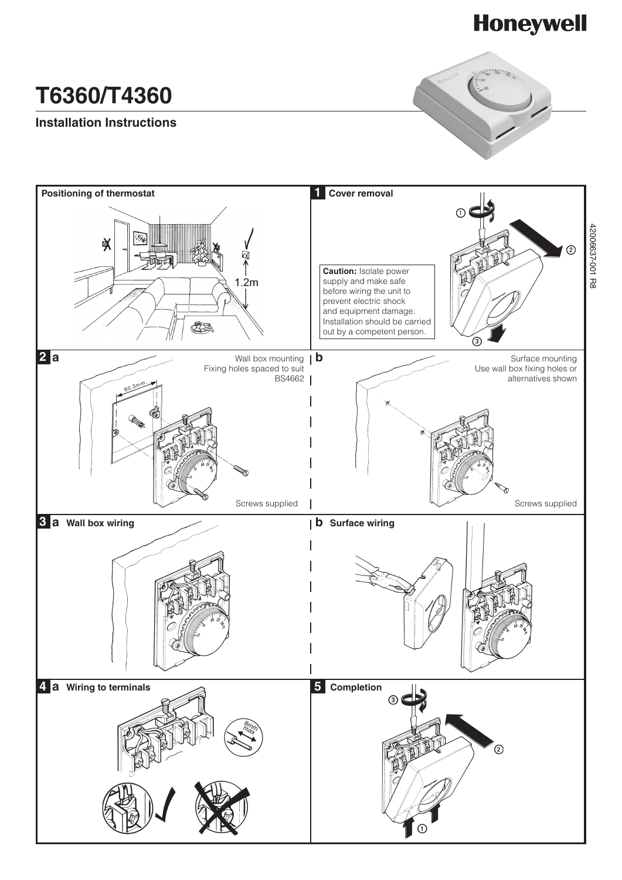# T6360/T4360

## Installation Instructions

### Positioning of thermostat

1.2m

### 1 Cover removal

**Caution:** Isolate power supply and make safe before wiring the unit to prevent electric shock and equipment damage. Installation should be carried out by a competent person.

### 2

**a** Wall box mounting
Fixing holes spaced to suit BS4662

60.3mm

Screws supplied

**b** Surface mounting
Use wall box fixing holes or alternatives shown

Screws supplied

### 3

**a Wall box wiring**

**b Surface wiring**

### 4

**a Wiring to terminals**

8mm max

### 5 Completion

42006637-001 R8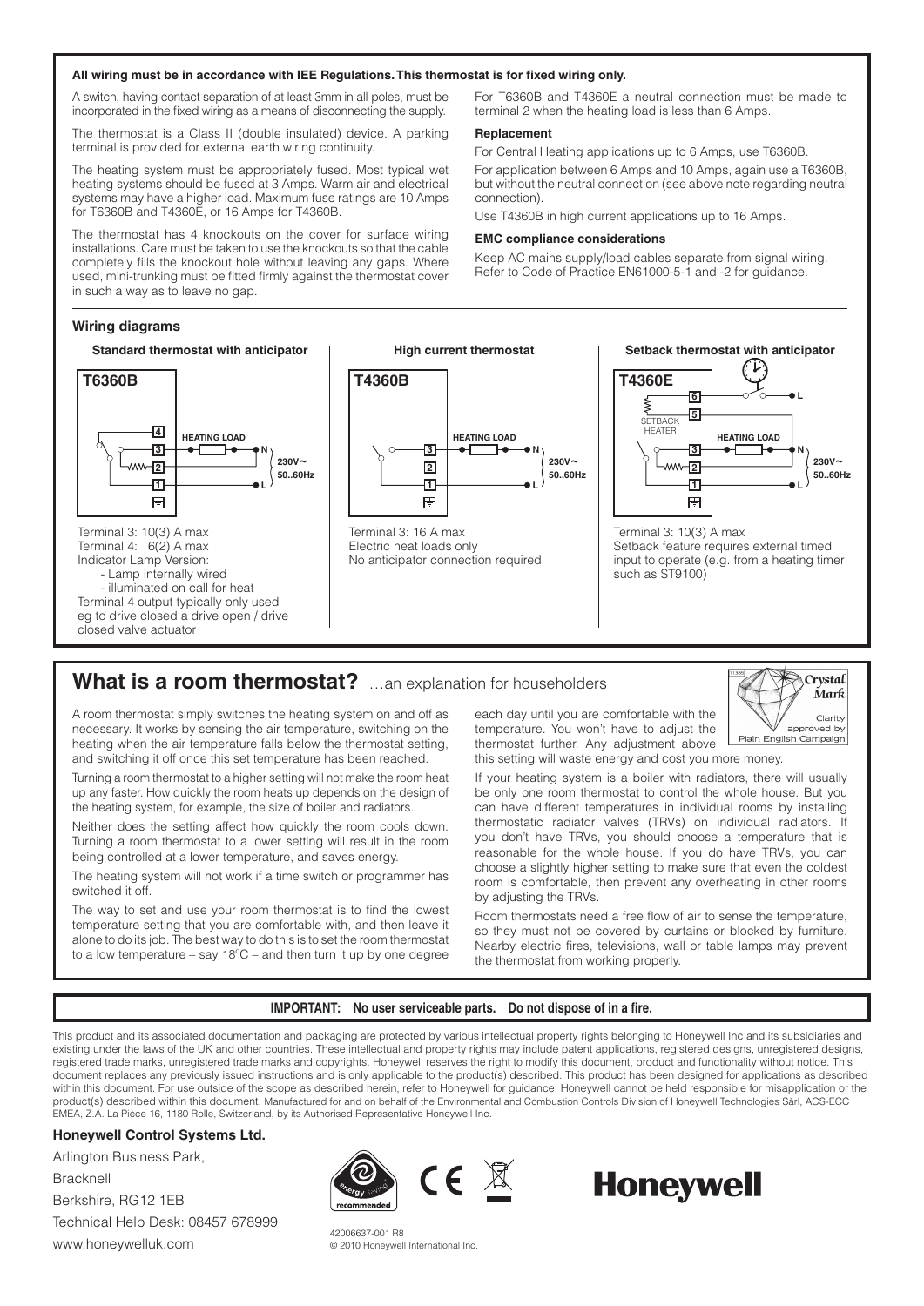**All wiring must be in accordance with IEE Regulations. This thermostat is for fixed wiring only.**

A switch, having contact separation of at least 3mm in all poles, must be incorporated in the fixed wiring as a means of disconnecting the supply.

The thermostat is a Class II (double insulated) device. A parking terminal is provided for external earth wiring continuity.

The heating system must be appropriately fused. Most typical wet heating systems should be fused at 3 Amps. Warm air and electrical systems may have a higher load. Maximum fuse ratings are 10 Amps for T6360B and T4360E, or 16 Amps for T4360B.

The thermostat has 4 knockouts on the cover for surface wiring installations. Care must be taken to use the knockouts so that the cable completely fills the knockout hole without leaving any gaps. Where used, mini-trunking must be fitted firmly against the thermostat cover in such a way as to leave no gap.

For T6360B and T4360E a neutral connection must be made to terminal 2 when the heating load is less than 6 Amps.

**Replacement**

For Central Heating applications up to 6 Amps, use T6360B.

For application between 6 Amps and 10 Amps, again use a T6360B, but without the neutral connection (see above note regarding neutral connection).

Use T4360B in high current applications up to 16 Amps.

**EMC compliance considerations**

Keep AC mains supply/load cables separate from signal wiring. Refer to Code of Practice EN61000-5-1 and -2 for guidance.

**Wiring diagrams**

**Standard thermostat with anticipator**

T6360B

4
3
2
1
HEATING LOAD
N
L
230V~
50..60Hz

Terminal 3: 10(3) A max
Terminal 4: 6(2) A max
Indicator Lamp Version:
- Lamp internally wired
- illuminated on call for heat

Terminal 4 output typically only used eg to drive closed a drive open / drive closed valve actuator

**High current thermostat**

T4360B

3
2
1
HEATING LOAD
N
L
230V~
50..60Hz

Terminal 3: 16 A max
Electric heat loads only
No anticipator connection required

**Setback thermostat with anticipator**

T4360E

6
5
SETBACK HEATER
3
2
1
HEATING LOAD
N
L
L
230V~
50..60Hz

Terminal 3: 10(3) A max
Setback feature requires external timed input to operate (e.g. from a heating timer such as ST9100)

# What is a room thermostat? …an explanation for householders

Crystal Mark — Clarity approved by Plain English Campaign

A room thermostat simply switches the heating system on and off as necessary. It works by sensing the air temperature, switching on the heating when the air temperature falls below the thermostat setting, and switching it off once this set temperature has been reached.

Turning a room thermostat to a higher setting will not make the room heat up any faster. How quickly the room heats up depends on the design of the heating system, for example, the size of boiler and radiators.

Neither does the setting affect how quickly the room cools down. Turning a room thermostat to a lower setting will result in the room being controlled at a lower temperature, and saves energy.

The heating system will not work if a time switch or programmer has switched it off.

The way to set and use your room thermostat is to find the lowest temperature setting that you are comfortable with, and then leave it alone to do its job. The best way to do this is to set the room thermostat to a low temperature – say 18ºC – and then turn it up by one degree each day until you are comfortable with the temperature. You won't have to adjust the thermostat further. Any adjustment above this setting will waste energy and cost you more money.

If your heating system is a boiler with radiators, there will usually be only one room thermostat to control the whole house. But you can have different temperatures in individual rooms by installing thermostatic radiator valves (TRVs) on individual radiators. If you don't have TRVs, you should choose a temperature that is reasonable for the whole house. If you do have TRVs, you can choose a slightly higher setting to make sure that even the coldest room is comfortable, then prevent any overheating in other rooms by adjusting the TRVs.

Room thermostats need a free flow of air to sense the temperature, so they must not be covered by curtains or blocked by furniture. Nearby electric fires, televisions, wall or table lamps may prevent the thermostat from working properly.

**IMPORTANT: No user serviceable parts. Do not dispose of in a fire.**

This product and its associated documentation and packaging are protected by various intellectual property rights belonging to Honeywell Inc and its subsidiaries and existing under the laws of the UK and other countries. These intellectual and property rights may include patent applications, registered designs, unregistered designs, registered trade marks, unregistered trade marks and copyrights. Honeywell reserves the right to modify this document, product and functionality without notice. This document replaces any previously issued instructions and is only applicable to the product(s) described. This product has been designed for applications as described within this document. For use outside of the scope as described herein, refer to Honeywell for guidance. Honeywell cannot be held responsible for misapplication or the product(s) described within this document. Manufactured for and on behalf of the Environmental and Combustion Controls Division of Honeywell Technologies Sàrl, ACS-ECC EMEA, Z.A. La Pièce 16, 1180 Rolle, Switzerland, by its Authorised Representative Honeywell Inc.

**Honeywell Control Systems Ltd.**

Arlington Business Park,
Bracknell
Berkshire, RG12 1EB
Technical Help Desk: 08457 678999
www.honeywelluk.com

energy saving recommended

42006637-001 R8
© 2010 Honeywell International Inc.

Honeywell